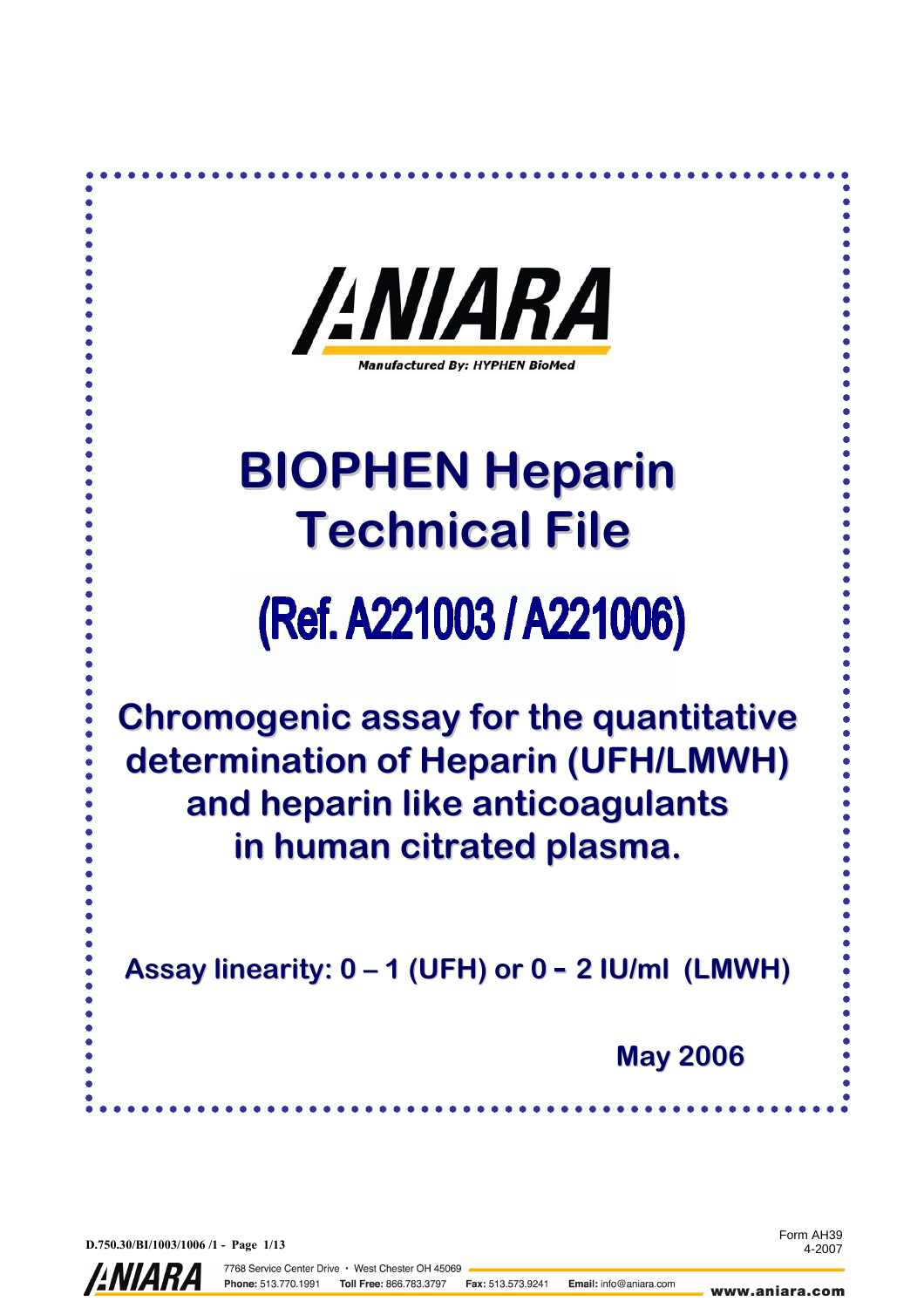ANIARA

Manufactured By: HYPHEN BioMed

# BIOPHEN Heparin Technical File

## (Ref. A221003 / A221006)

**Chromogenic assay for the quantitative determination of Heparin (UFH/LMWH) and heparin like anticoagulants in human citrated plasma.**

**Assay linearity: 0 – 1 (UFH) or 0 - 2 IU/ml (LMWH)**

**May 2006**

D.750.30/BI/1003/1006 /1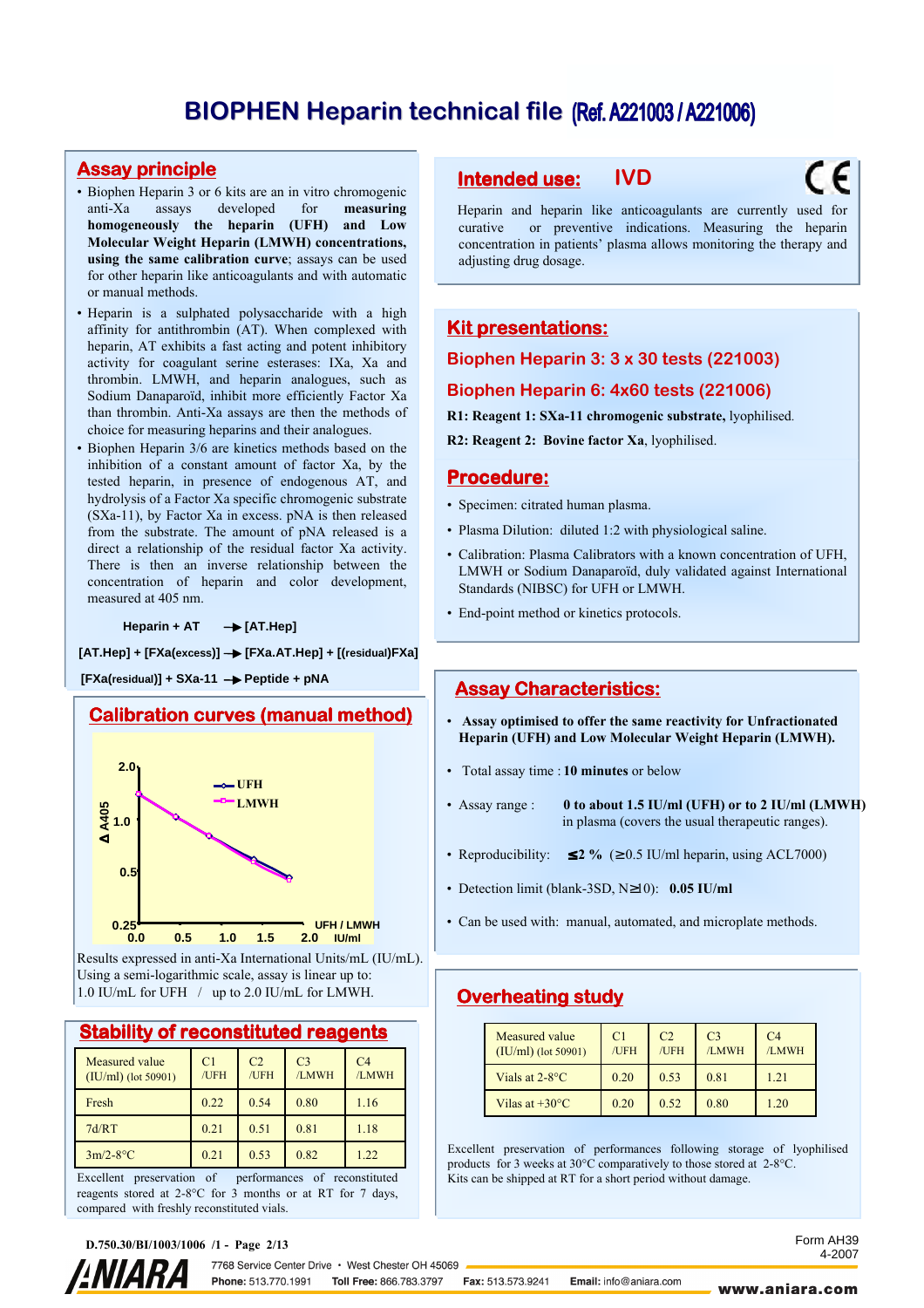# BIOPHEN Heparin technical file (Ref. A221003 / A221006)

## Assay principle

- Biophen Heparin 3 or 6 kits are an in vitro chromogenic anti-Xa assays developed for **measuring homogeneously the heparin (UFH) and Low Molecular Weight Heparin (LMWH) concentrations, using the same calibration curve**; assays can be used for other heparin like anticoagulants and with automatic or manual methods.
- Heparin is a sulphated polysaccharide with a high affinity for antithrombin (AT). When complexed with heparin, AT exhibits a fast acting and potent inhibitory activity for coagulant serine esterases: IXa, Xa and thrombin. LMWH, and heparin analogues, such as Sodium Danaparoïd, inhibit more efficiently Factor Xa than thrombin. Anti-Xa assays are then the methods of choice for measuring heparins and their analogues.
- Biophen Heparin 3/6 are kinetics methods based on the inhibition of a constant amount of factor Xa, by the tested heparin, in presence of endogenous AT, and hydrolysis of a Factor Xa specific chromogenic substrate (SXa-11), by Factor Xa in excess. pNA is then released from the substrate. The amount of pNA released is a direct a relationship of the residual factor Xa activity. There is then an inverse relationship between the concentration of heparin and color development, measured at 405 nm.

**Heparin + AT → [AT.Hep]**

**[AT.Hep] + [FXa(excess)] → [FXa.AT.Hep] + [(residual)FXa]**

**[FXa(residual)] + SXa-11 → Peptide + pNA**

## Calibration curves (manual method)

Results expressed in anti-Xa International Units/mL (IU/mL). Using a semi-logarithmic scale, assay is linear up to: 1.0 IU/mL for UFH / up to 2.0 IU/mL for LMWH.

## Stability of reconstituted reagents

| Measured value (IU/ml) (lot 50901) | C1 /UFH | C2 /UFH | C3 /LMWH | C4 /LMWH |
|---|---|---|---|---|
| Fresh | 0.22 | 0.54 | 0.80 | 1.16 |
| 7d/RT | 0.21 | 0.51 | 0.81 | 1.18 |
| 3m/2-8°C | 0.21 | 0.53 | 0.82 | 1.22 |

Excellent preservation of performances of reconstituted reagents stored at 2-8°C for 3 months or at RT for 7 days, compared with freshly reconstituted vials.

## Intended use: IVD

Heparin and heparin like anticoagulants are currently used for curative or preventive indications. Measuring the heparin concentration in patients' plasma allows monitoring the therapy and adjusting drug dosage.

## Kit presentations:

**Biophen Heparin 3: 3 x 30 tests (221003)**

**Biophen Heparin 6: 4x60 tests (221006)**

**R1: Reagent 1: SXa-11 chromogenic substrate,** lyophilised.

**R2: Reagent 2: Bovine factor Xa**, lyophilised.

## Procedure:

- Specimen: citrated human plasma.
- Plasma Dilution: diluted 1:2 with physiological saline.
- Calibration: Plasma Calibrators with a known concentration of UFH, LMWH or Sodium Danaparoïd, duly validated against International Standards (NIBSC) for UFH or LMWH.
- End-point method or kinetics protocols.

## Assay Characteristics:

- **Assay optimised to offer the same reactivity for Unfractionated Heparin (UFH) and Low Molecular Weight Heparin (LMWH).**
- Total assay time : **10 minutes** or below
- Assay range : **0 to about 1.5 IU/ml (UFH) or to 2 IU/ml (LMWH)** in plasma (covers the usual therapeutic ranges).
- Reproducibility: **≤2 %** (≥0.5 IU/ml heparin, using ACL7000)
- Detection limit (blank-3SD, N≥10): **0.05 IU/ml**
- Can be used with: manual, automated, and microplate methods.

## Overheating study

| Measured value (IU/ml) (lot 50901) | C1 /UFH | C2 /UFH | C3 /LMWH | C4 /LMWH |
|---|---|---|---|---|
| Vials at 2-8°C | 0.20 | 0.53 | 0.81 | 1.21 |
| Vilas at +30°C | 0.20 | 0.52 | 0.80 | 1.20 |

Excellent preservation of performances following storage of lyophilised products for 3 weeks at 30°C comparatively to those stored at 2-8°C.
Kits can be shipped at RT for a short period without damage.

D.750.30/BI/1003/1006 /1

Form AH39 4-2007

ANIARA — 7768 Service Center Drive • West Chester OH 45069 — Phone: 513.770.1991 Toll Free: 866.783.3797 Fax: 513.573.9241 Email: info@aniara.com — www.aniara.com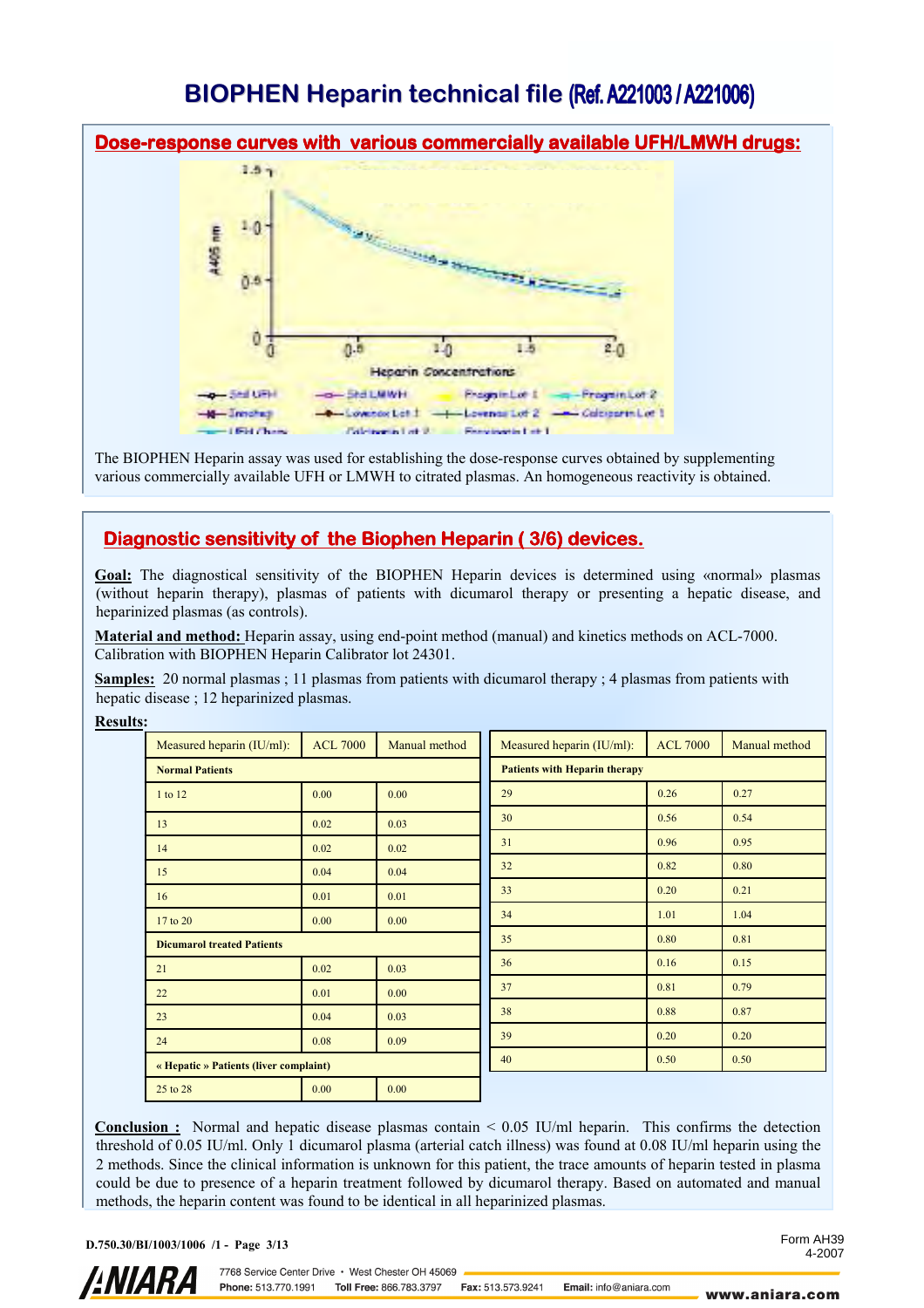# BIOPHEN Heparin technical file (Ref. A221003 / A221006)

## Dose-response curves with various commercially available UFH/LMWH drugs:

The BIOPHEN Heparin assay was used for establishing the dose-response curves obtained by supplementing various commercially available UFH or LMWH to citrated plasmas. An homogeneous reactivity is obtained.

## Diagnostic sensitivity of the Biophen Heparin ( 3/6) devices.

**Goal:** The diagnostical sensitivity of the BIOPHEN Heparin devices is determined using «normal» plasmas (without heparin therapy), plasmas of patients with dicumarol therapy or presenting a hepatic disease, and heparinized plasmas (as controls).

**Material and method:** Heparin assay, using end-point method (manual) and kinetics methods on ACL-7000. Calibration with BIOPHEN Heparin Calibrator lot 24301.

**Samples:** 20 normal plasmas ; 11 plasmas from patients with dicumarol therapy ; 4 plasmas from patients with hepatic disease ; 12 heparinized plasmas.

**Results:**

| Measured heparin (IU/ml): | ACL 7000 | Manual method |
|---|---|---|
| **Normal Patients** | | |
| 1 to 12 | 0.00 | 0.00 |
| 13 | 0.02 | 0.03 |
| 14 | 0.02 | 0.02 |
| 15 | 0.04 | 0.04 |
| 16 | 0.01 | 0.01 |
| 17 to 20 | 0.00 | 0.00 |
| **Dicumarol treated Patients** | | |
| 21 | 0.02 | 0.03 |
| 22 | 0.01 | 0.00 |
| 23 | 0.04 | 0.03 |
| 24 | 0.08 | 0.09 |
| **« Hepatic » Patients (liver complaint)** | | |
| 25 to 28 | 0.00 | 0.00 |

| Measured heparin (IU/ml): | ACL 7000 | Manual method |
|---|---|---|
| **Patients with Heparin therapy** | | |
| 29 | 0.26 | 0.27 |
| 30 | 0.56 | 0.54 |
| 31 | 0.96 | 0.95 |
| 32 | 0.82 | 0.80 |
| 33 | 0.20 | 0.21 |
| 34 | 1.01 | 1.04 |
| 35 | 0.80 | 0.81 |
| 36 | 0.16 | 0.15 |
| 37 | 0.81 | 0.79 |
| 38 | 0.88 | 0.87 |
| 39 | 0.20 | 0.20 |
| 40 | 0.50 | 0.50 |

**Conclusion :** Normal and hepatic disease plasmas contain < 0.05 IU/ml heparin. This confirms the detection threshold of 0.05 IU/ml. Only 1 dicumarol plasma (arterial catch illness) was found at 0.08 IU/ml heparin using the 2 methods. Since the clinical information is unknown for this patient, the trace amounts of heparin tested in plasma could be due to presence of a heparin treatment followed by dicumarol therapy. Based on automated and manual methods, the heparin content was found to be identical in all heparinized plasmas.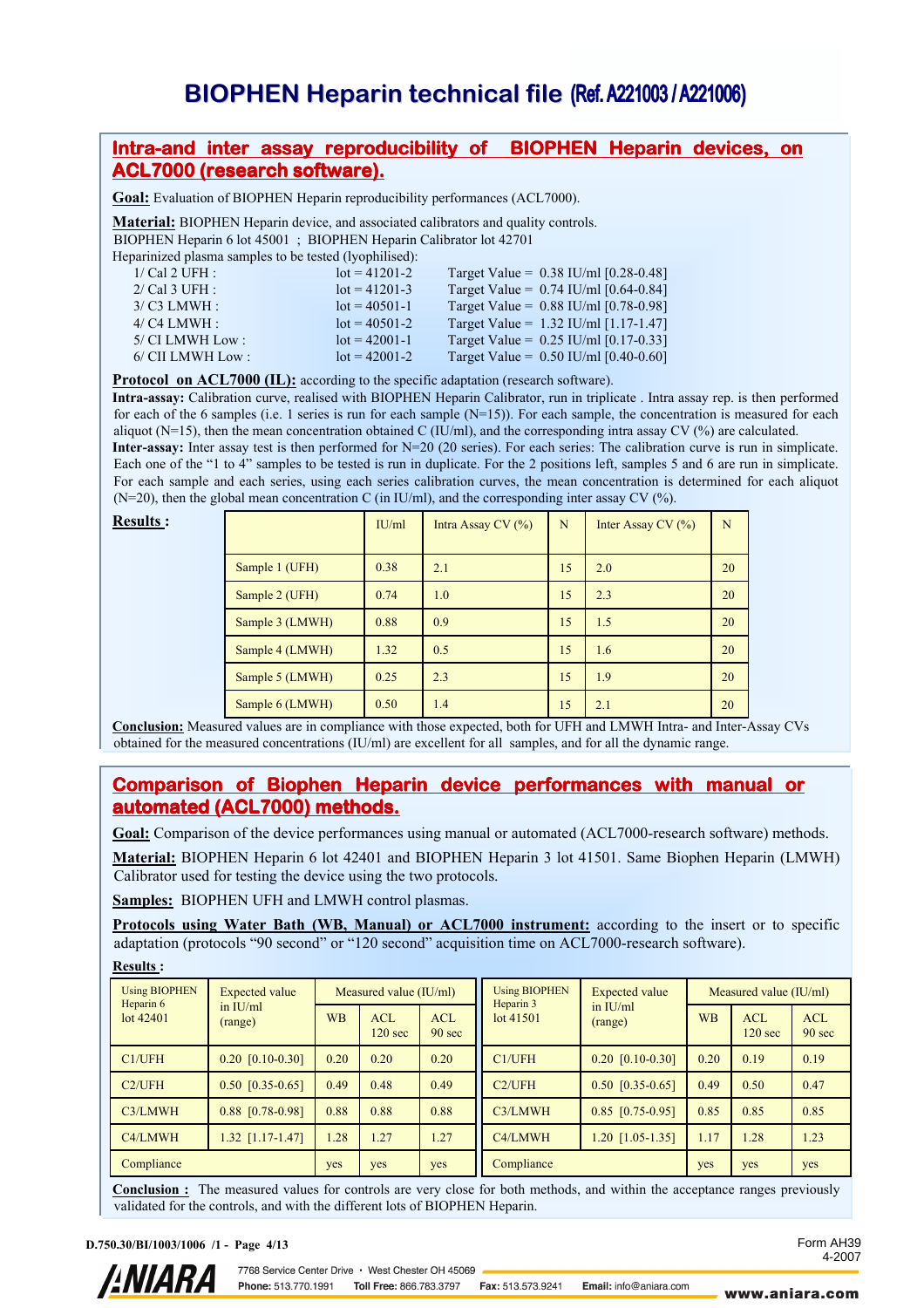# BIOPHEN Heparin technical file (Ref. A221003 / A221006)

## Intra-and inter assay reproducibility of BIOPHEN Heparin devices, on ACL7000 (research software).

**Goal:** Evaluation of BIOPHEN Heparin reproducibility performances (ACL7000).

**Material:** BIOPHEN Heparin device, and associated calibrators and quality controls.
BIOPHEN Heparin 6 lot 45001 ; BIOPHEN Heparin Calibrator lot 42701
Heparinized plasma samples to be tested (lyophilised):

| | | |
|---|---|---|
| 1/ Cal 2 UFH : | lot = 41201-2 | Target Value = 0.38 IU/ml [0.28-0.48] |
| 2/ Cal 3 UFH : | lot = 41201-3 | Target Value = 0.74 IU/ml [0.64-0.84] |
| 3/ C3 LMWH : | lot = 40501-1 | Target Value = 0.88 IU/ml [0.78-0.98] |
| 4/ C4 LMWH : | lot = 40501-2 | Target Value = 1.32 IU/ml [1.17-1.47] |
| 5/ CI LMWH Low : | lot = 42001-1 | Target Value = 0.25 IU/ml [0.17-0.33] |
| 6/ CII LMWH Low : | lot = 42001-2 | Target Value = 0.50 IU/ml [0.40-0.60] |

**Protocol on ACL7000 (IL):** according to the specific adaptation (research software).
**Intra-assay:** Calibration curve, realised with BIOPHEN Heparin Calibrator, run in triplicate . Intra assay rep. is then performed for each of the 6 samples (i.e. 1 series is run for each sample (N=15)). For each sample, the concentration is measured for each aliquot (N=15), then the mean concentration obtained C (IU/ml), and the corresponding intra assay CV (%) are calculated.
**Inter-assay:** Inter assay test is then performed for N=20 (20 series). For each series: The calibration curve is run in simplicate. Each one of the "1 to 4" samples to be tested is run in duplicate. For the 2 positions left, samples 5 and 6 are run in simplicate. For each sample and each series, using each series calibration curves, the mean concentration is determined for each aliquot (N=20), then the global mean concentration C (in IU/ml), and the corresponding inter assay CV (%).

**Results :**

| | IU/ml | Intra Assay CV (%) | N | Inter Assay CV (%) | N |
|---|---|---|---|---|---|
| Sample 1 (UFH) | 0.38 | 2.1 | 15 | 2.0 | 20 |
| Sample 2 (UFH) | 0.74 | 1.0 | 15 | 2.3 | 20 |
| Sample 3 (LMWH) | 0.88 | 0.9 | 15 | 1.5 | 20 |
| Sample 4 (LMWH) | 1.32 | 0.5 | 15 | 1.6 | 20 |
| Sample 5 (LMWH) | 0.25 | 2.3 | 15 | 1.9 | 20 |
| Sample 6 (LMWH) | 0.50 | 1.4 | 15 | 2.1 | 20 |

**Conclusion:** Measured values are in compliance with those expected, both for UFH and LMWH Intra- and Inter-Assay CVs obtained for the measured concentrations (IU/ml) are excellent for all samples, and for all the dynamic range.

## Comparison of Biophen Heparin device performances with manual or automated (ACL7000) methods.

**Goal:** Comparison of the device performances using manual or automated (ACL7000-research software) methods.

**Material:** BIOPHEN Heparin 6 lot 42401 and BIOPHEN Heparin 3 lot 41501. Same Biophen Heparin (LMWH) Calibrator used for testing the device using the two protocols.

**Samples:** BIOPHEN UFH and LMWH control plasmas.

**Protocols using Water Bath (WB, Manual) or ACL7000 instrument:** according to the insert or to specific adaptation (protocols "90 second" or "120 second" acquisition time on ACL7000-research software).

**Results :**

| Using BIOPHEN Heparin 6 lot 42401 | Expected value in IU/ml (range) | Measured value (IU/ml) | | |
|---|---|---|---|---|
| | | WB | ACL 120 sec | ACL 90 sec |
| C1/UFH | 0.20 [0.10-0.30] | 0.20 | 0.20 | 0.20 |
| C2/UFH | 0.50 [0.35-0.65] | 0.49 | 0.48 | 0.49 |
| C3/LMWH | 0.88 [0.78-0.98] | 0.88 | 0.88 | 0.88 |
| C4/LMWH | 1.32 [1.17-1.47] | 1.28 | 1.27 | 1.27 |
| Compliance | | yes | yes | yes |

| Using BIOPHEN Heparin 3 lot 41501 | Expected value in IU/ml (range) | Measured value (IU/ml) | | |
|---|---|---|---|---|
| | | WB | ACL 120 sec | ACL 90 sec |
| C1/UFH | 0.20 [0.10-0.30] | 0.20 | 0.19 | 0.19 |
| C2/UFH | 0.50 [0.35-0.65] | 0.49 | 0.50 | 0.47 |
| C3/LMWH | 0.85 [0.75-0.95] | 0.85 | 0.85 | 0.85 |
| C4/LMWH | 1.20 [1.05-1.35] | 1.17 | 1.28 | 1.23 |
| Compliance | | yes | yes | yes |

**Conclusion :** The measured values for controls are very close for both methods, and within the acceptance ranges previously validated for the controls, and with the different lots of BIOPHEN Heparin.

D.750.30/BI/1003/1006 /1 - Page 4/13

Form AH39 4-2007

ANIARA 7768 Service Center Drive • West Chester OH 45069 Phone: 513.770.1991 Toll Free: 866.783.3797 Fax: 513.573.9241 Email: info@aniara.com www.aniara.com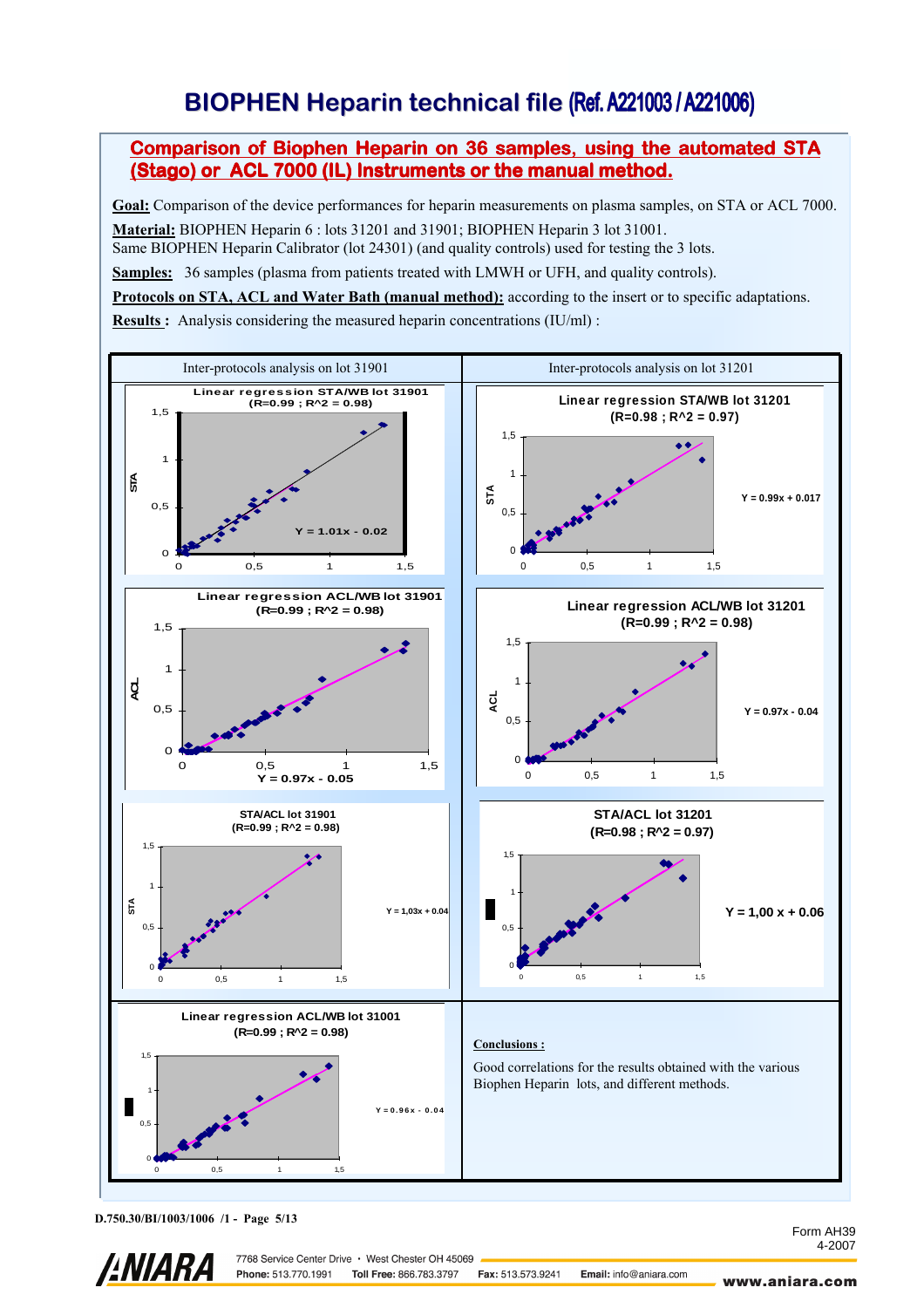# BIOPHEN Heparin technical file (Ref. A221003 / A221006)

## Comparison of Biophen Heparin on 36 samples, using the automated STA (Stago) or ACL 7000 (IL) Instruments or the manual method.

**Goal:** Comparison of the device performances for heparin measurements on plasma samples, on STA or ACL 7000.

**Material:** BIOPHEN Heparin 6 : lots 31201 and 31901; BIOPHEN Heparin 3 lot 31001.
Same BIOPHEN Heparin Calibrator (lot 24301) (and quality controls) used for testing the 3 lots.

**Samples:** 36 samples (plasma from patients treated with LMWH or UFH, and quality controls).

**Protocols on STA, ACL and Water Bath (manual method):** according to the insert or to specific adaptations.

**Results :** Analysis considering the measured heparin concentrations (IU/ml) :

| Inter-protocols analysis on lot 31901 | Inter-protocols analysis on lot 31201 |
|---|---|
| Linear regression STA/WB lot 31901 (R=0.99 ; $R^2$ = 0.98) — Y = 1.01x - 0.02 | Linear regression STA/WB lot 31201 (R=0.98 ; $R^2$ = 0.97) — Y = 0.99x + 0.017 |
| Linear regression ACL/WB lot 31901 (R=0.99 ; $R^2$ = 0.98) — Y = 0.97x - 0.05 | Linear regression ACL/WB lot 31201 (R=0.99 ; $R^2$ = 0.98) — Y = 0.97x - 0.04 |
| STA/ACL lot 31901 (R=0.99 ; $R^2$ = 0.98) — Y = 1,03x + 0.04 | STA/ACL lot 31201 (R=0.98 ; $R^2$ = 0.97) — Y = 1,00 x + 0.06 |
| Linear regression ACL/WB lot 31001 (R=0.99 ; $R^2$ = 0.98) — Y = 0.96x - 0.04 | **Conclusions :** Good correlations for the results obtained with the various Biophen Heparin lots, and different methods. |

D.750.30/BI/1003/1006 /1 - Page 5/13

Form AH39
4-2007

ANIARA — 7768 Service Center Drive • West Chester OH 45069 — Phone: 513.770.1991 — Toll Free: 866.783.3797 — Fax: 513.573.9241 — Email: info@aniara.com — www.aniara.com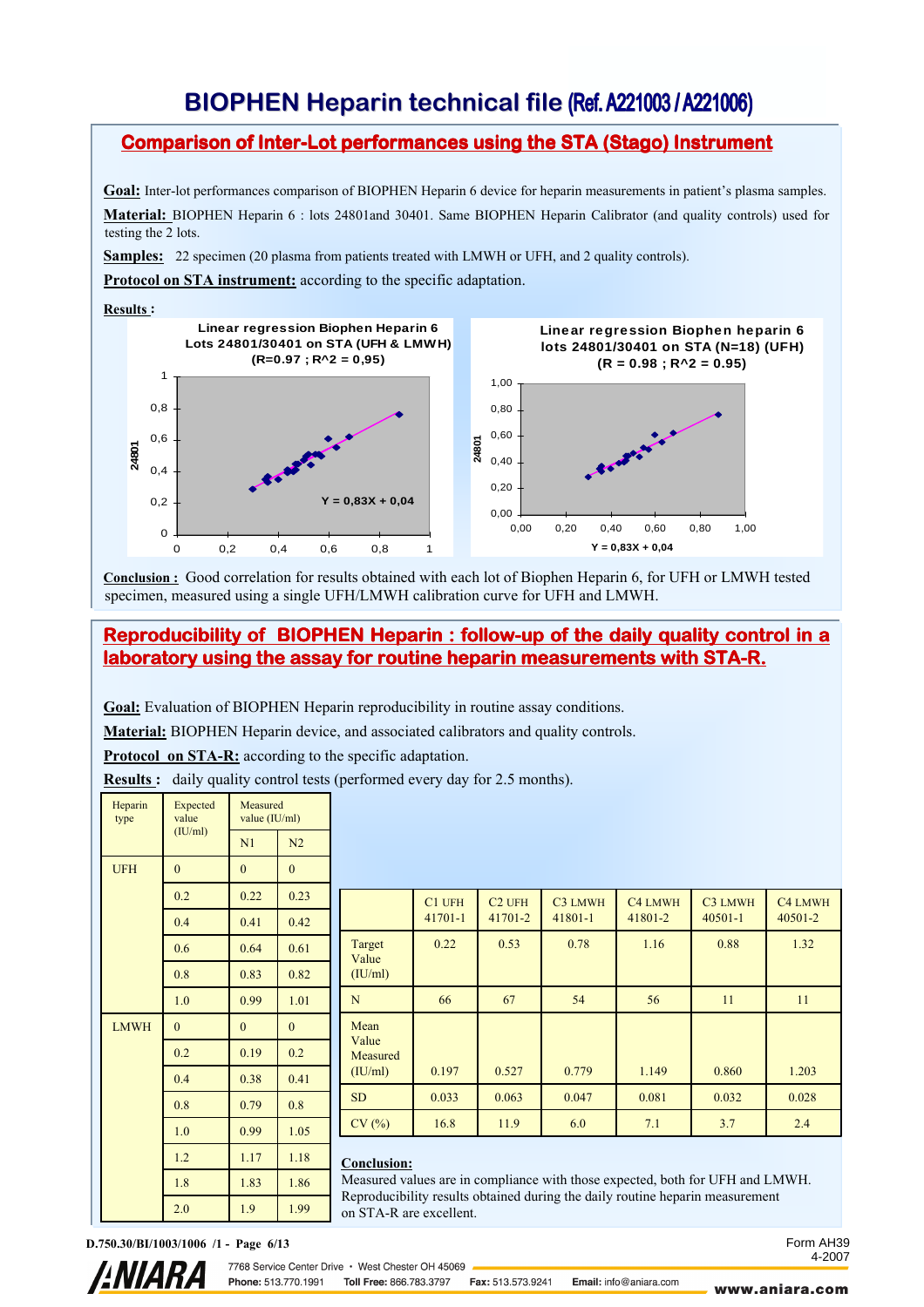# BIOPHEN Heparin technical file (Ref. A221003 / A221006)

## Comparison of Inter-Lot performances using the STA (Stago) Instrument

**Goal:** Inter-lot performances comparison of BIOPHEN Heparin 6 device for heparin measurements in patient's plasma samples.

**Material:** BIOPHEN Heparin 6 : lots 24801and 30401. Same BIOPHEN Heparin Calibrator (and quality controls) used for testing the 2 lots.

**Samples:** 22 specimen (20 plasma from patients treated with LMWH or UFH, and 2 quality controls).

**Protocol on STA instrument:** according to the specific adaptation.

**Results :**

Linear regression Biophen Heparin 6 Lots 24801/30401 on STA (UFH & LMWH) (R=0.97 ; $R^2$ = 0,95)

Y = 0,83X + 0,04

Linear regression Biophen heparin 6 lots 24801/30401 on STA (N=18) (UFH) (R = 0.98 ; $R^2$ = 0.95)

Y = 0,83X + 0,04

**Conclusion :** Good correlation for results obtained with each lot of Biophen Heparin 6, for UFH or LMWH tested specimen, measured using a single UFH/LMWH calibration curve for UFH and LMWH.

## Reproducibility of BIOPHEN Heparin : follow-up of the daily quality control in a laboratory using the assay for routine heparin measurements with STA-R.

**Goal:** Evaluation of BIOPHEN Heparin reproducibility in routine assay conditions.

**Material:** BIOPHEN Heparin device, and associated calibrators and quality controls.

**Protocol on STA-R:** according to the specific adaptation.

**Results :** daily quality control tests (performed every day for 2.5 months).

| Heparin type | Expected value (IU/ml) | Measured value (IU/ml) | |
|---|---|---|---|
| | | N1 | N2 |
| UFH | 0 | 0 | 0 |
| | 0.2 | 0.22 | 0.23 |
| | 0.4 | 0.41 | 0.42 |
| | 0.6 | 0.64 | 0.61 |
| | 0.8 | 0.83 | 0.82 |
| | 1.0 | 0.99 | 1.01 |
| LMWH | 0 | 0 | 0 |
| | 0.2 | 0.19 | 0.2 |
| | 0.4 | 0.38 | 0.41 |
| | 0.8 | 0.79 | 0.8 |
| | 1.0 | 0.99 | 1.05 |
| | 1.2 | 1.17 | 1.18 |
| | 1.8 | 1.83 | 1.86 |
| | 2.0 | 1.9 | 1.99 |

| | C1 UFH 41701-1 | C2 UFH 41701-2 | C3 LMWH 41801-1 | C4 LMWH 41801-2 | C3 LMWH 40501-1 | C4 LMWH 40501-2 |
|---|---|---|---|---|---|---|
| Target Value (IU/ml) | 0.22 | 0.53 | 0.78 | 1.16 | 0.88 | 1.32 |
| N | 66 | 67 | 54 | 56 | 11 | 11 |
| Mean Value Measured (IU/ml) | 0.197 | 0.527 | 0.779 | 1.149 | 0.860 | 1.203 |
| SD | 0.033 | 0.063 | 0.047 | 0.081 | 0.032 | 0.028 |
| CV (%) | 16.8 | 11.9 | 6.0 | 7.1 | 3.7 | 2.4 |

**Conclusion:**
Measured values are in compliance with those expected, both for UFH and LMWH. Reproducibility results obtained during the daily routine heparin measurement on STA-R are excellent.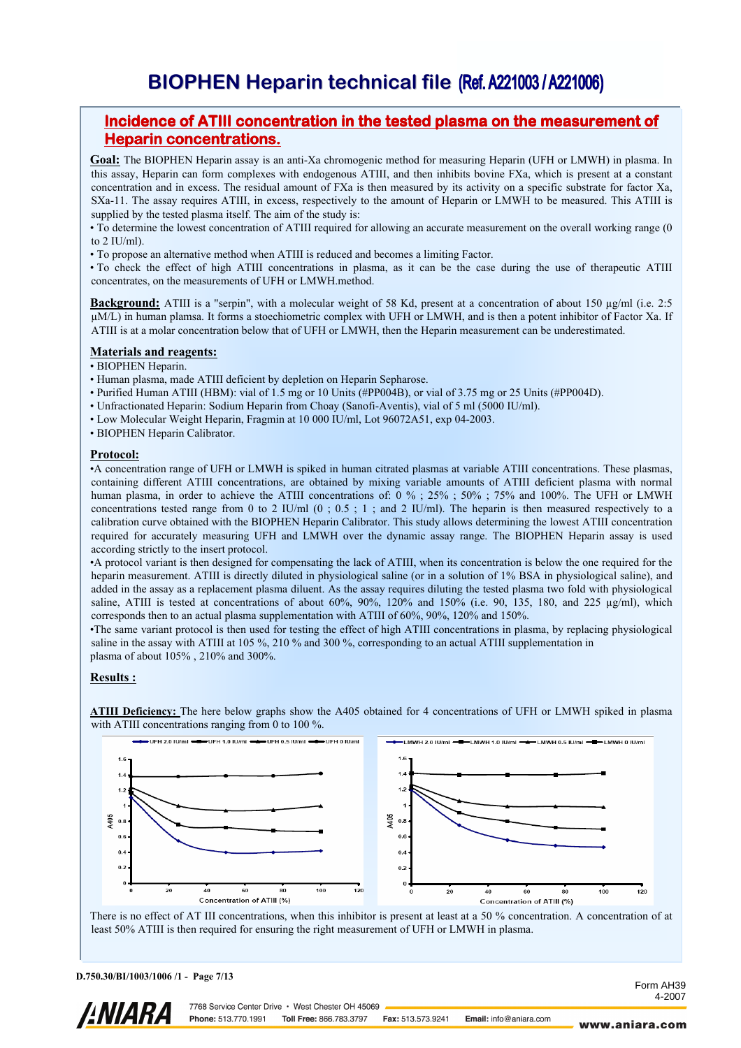# BIOPHEN Heparin technical file (Ref. A221003 / A221006)

## Incidence of ATIII concentration in the tested plasma on the measurement of Heparin concentrations.

**Goal:** The BIOPHEN Heparin assay is an anti-Xa chromogenic method for measuring Heparin (UFH or LMWH) in plasma. In this assay, Heparin can form complexes with endogenous ATIII, and then inhibits bovine FXa, which is present at a constant concentration and in excess. The residual amount of FXa is then measured by its activity on a specific substrate for factor Xa, SXa-11. The assay requires ATIII, in excess, respectively to the amount of Heparin or LMWH to be measured. This ATIII is supplied by the tested plasma itself. The aim of the study is:

- To determine the lowest concentration of ATIII required for allowing an accurate measurement on the overall working range (0 to 2 IU/ml).
- To propose an alternative method when ATIII is reduced and becomes a limiting Factor.
- To check the effect of high ATIII concentrations in plasma, as it can be the case during the use of therapeutic ATIII concentrates, on the measurements of UFH or LMWH.method.

**Background:** ATIII is a "serpin", with a molecular weight of 58 Kd, present at a concentration of about 150 µg/ml (i.e. 2:5 µM/L) in human plasma. It forms a stoechiometric complex with UFH or LMWH, and is then a potent inhibitor of Factor Xa. If ATIII is at a molar concentration below that of UFH or LMWH, then the Heparin measurement can be underestimated.

**Materials and reagents:**

- BIOPHEN Heparin.
- Human plasma, made ATIII deficient by depletion on Heparin Sepharose.
- Purified Human ATIII (HBM): vial of 1.5 mg or 10 Units (#PP004B), or vial of 3.75 mg or 25 Units (#PP004D).
- Unfractionated Heparin: Sodium Heparin from Choay (Sanofi-Aventis), vial of 5 ml (5000 IU/ml).
- Low Molecular Weight Heparin, Fragmin at 10 000 IU/ml, Lot 96072A51, exp 04-2003.
- BIOPHEN Heparin Calibrator.

**Protocol:**

- A concentration range of UFH or LMWH is spiked in human citrated plasmas at variable ATIII concentrations. These plasmas, containing different ATIII concentrations, are obtained by mixing variable amounts of ATIII deficient plasma with normal human plasma, in order to achieve the ATIII concentrations of: 0 % ; 25% ; 50% ; 75% and 100%. The UFH or LMWH concentrations tested range from 0 to 2 IU/ml (0 ; 0.5 ; 1 ; and 2 IU/ml). The heparin is then measured respectively to a calibration curve obtained with the BIOPHEN Heparin Calibrator. This study allows determining the lowest ATIII concentration required for accurately measuring UFH and LMWH over the dynamic assay range. The BIOPHEN Heparin assay is used according strictly to the insert protocol.
- A protocol variant is then designed for compensating the lack of ATIII, when its concentration is below the one required for the heparin measurement. ATIII is directly diluted in physiological saline (or in a solution of 1% BSA in physiological saline), and added in the assay as a replacement plasma diluent. As the assay requires diluting the tested plasma two fold with physiological saline, ATIII is tested at concentrations of about 60%, 90%, 120% and 150% (i.e. 90, 135, 180, and 225 µg/ml), which corresponds then to an actual plasma supplementation with ATIII of 60%, 90%, 120% and 150%.
- The same variant protocol is then used for testing the effect of high ATIII concentrations in plasma, by replacing physiological saline in the assay with ATIII at 105 %, 210 % and 300 %, corresponding to an actual ATIII supplementation in plasma of about 105% , 210% and 300%.

**Results :**

**ATIII Deficiency:** The here below graphs show the A405 obtained for 4 concentrations of UFH or LMWH spiked in plasma with ATIII concentrations ranging from 0 to 100 %.

There is no effect of AT III concentrations, when this inhibitor is present at least at a 50 % concentration. A concentration of at least 50% ATIII is then required for ensuring the right measurement of UFH or LMWH in plasma.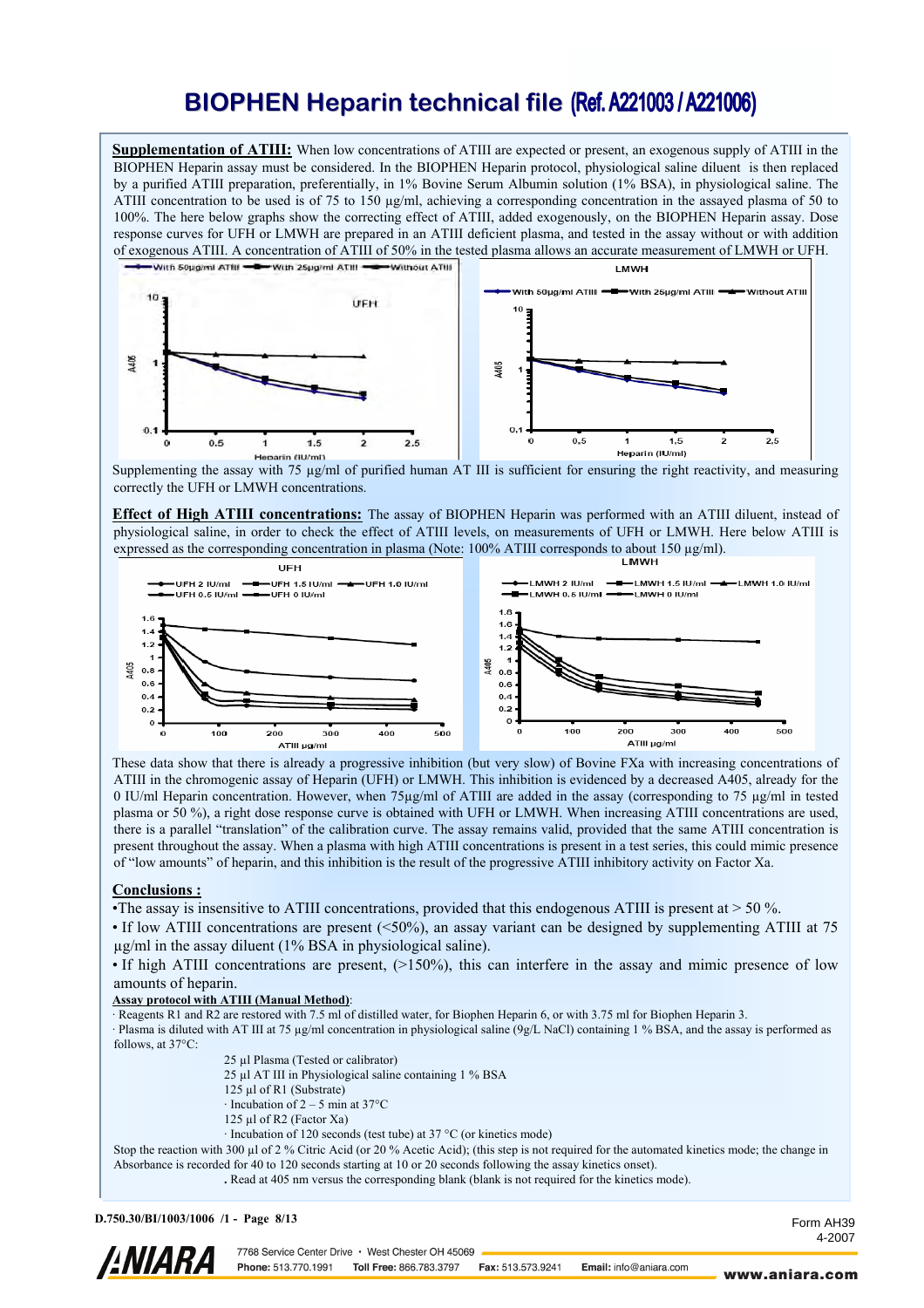# BIOPHEN Heparin technical file (Ref. A221003 / A221006)

**Supplementation of ATIII:** When low concentrations of ATIII are expected or present, an exogenous supply of ATIII in the BIOPHEN Heparin assay must be considered. In the BIOPHEN Heparin protocol, physiological saline diluent is then replaced by a purified ATIII preparation, preferentially, in 1% Bovine Serum Albumin solution (1% BSA), in physiological saline. The ATIII concentration to be used is of 75 to 150 µg/ml, achieving a corresponding concentration in the assayed plasma of 50 to 100%. The here below graphs show the correcting effect of ATIII, added exogenously, on the BIOPHEN Heparin assay. Dose response curves for UFH or LMWH are prepared in an ATIII deficient plasma, and tested in the assay without or with addition of exogenous ATIII. A concentration of ATIII of 50% in the tested plasma allows an accurate measurement of LMWH or UFH.

Supplementing the assay with 75 µg/ml of purified human AT III is sufficient for ensuring the right reactivity, and measuring correctly the UFH or LMWH concentrations.

**Effect of High ATIII concentrations:** The assay of BIOPHEN Heparin was performed with an ATIII diluent, instead of physiological saline, in order to check the effect of ATIII levels, on measurements of UFH or LMWH. Here below ATIII is expressed as the corresponding concentration in plasma (Note: 100% ATIII corresponds to about 150 µg/ml).

These data show that there is already a progressive inhibition (but very slow) of Bovine FXa with increasing concentrations of ATIII in the chromogenic assay of Heparin (UFH) or LMWH. This inhibition is evidenced by a decreased A405, already for the 0 IU/ml Heparin concentration. However, when 75µg/ml of ATIII are added in the assay (corresponding to 75 µg/ml in tested plasma or 50 %), a right dose response curve is obtained with UFH or LMWH. When increasing ATIII concentrations are used, there is a parallel "translation" of the calibration curve. The assay remains valid, provided that the same ATIII concentration is present throughout the assay. When a plasma with high ATIII concentrations is present in a test series, this could mimic presence of "low amounts" of heparin, and this inhibition is the result of the progressive ATIII inhibitory activity on Factor Xa.

**Conclusions :**

- The assay is insensitive to ATIII concentrations, provided that this endogenous ATIII is present at > 50 %.
- If low ATIII concentrations are present (<50%), an assay variant can be designed by supplementing ATIII at 75 µg/ml in the assay diluent (1% BSA in physiological saline).
- If high ATIII concentrations are present, (>150%), this can interfere in the assay and mimic presence of low amounts of heparin.

**Assay protocol with ATIII (Manual Method):**

- Reagents R1 and R2 are restored with 7.5 ml of distilled water, for Biophen Heparin 6, or with 3.75 ml for Biophen Heparin 3.
- Plasma is diluted with AT III at 75 µg/ml concentration in physiological saline (9g/L NaCl) containing 1 % BSA, and the assay is performed as follows, at 37°C:

25 µl Plasma (Tested or calibrator)
25 µl AT III in Physiological saline containing 1 % BSA
125 µl of R1 (Substrate)
· Incubation of 2 – 5 min at 37°C
125 µl of R2 (Factor Xa)
· Incubation of 120 seconds (test tube) at 37 °C (or kinetics mode)

Stop the reaction with 300 µl of 2 % Citric Acid (or 20 % Acetic Acid); (this step is not required for the automated kinetics mode; the change in Absorbance is recorded for 40 to 120 seconds starting at 10 or 20 seconds following the assay kinetics onset).

. Read at 405 nm versus the corresponding blank (blank is not required for the kinetics mode).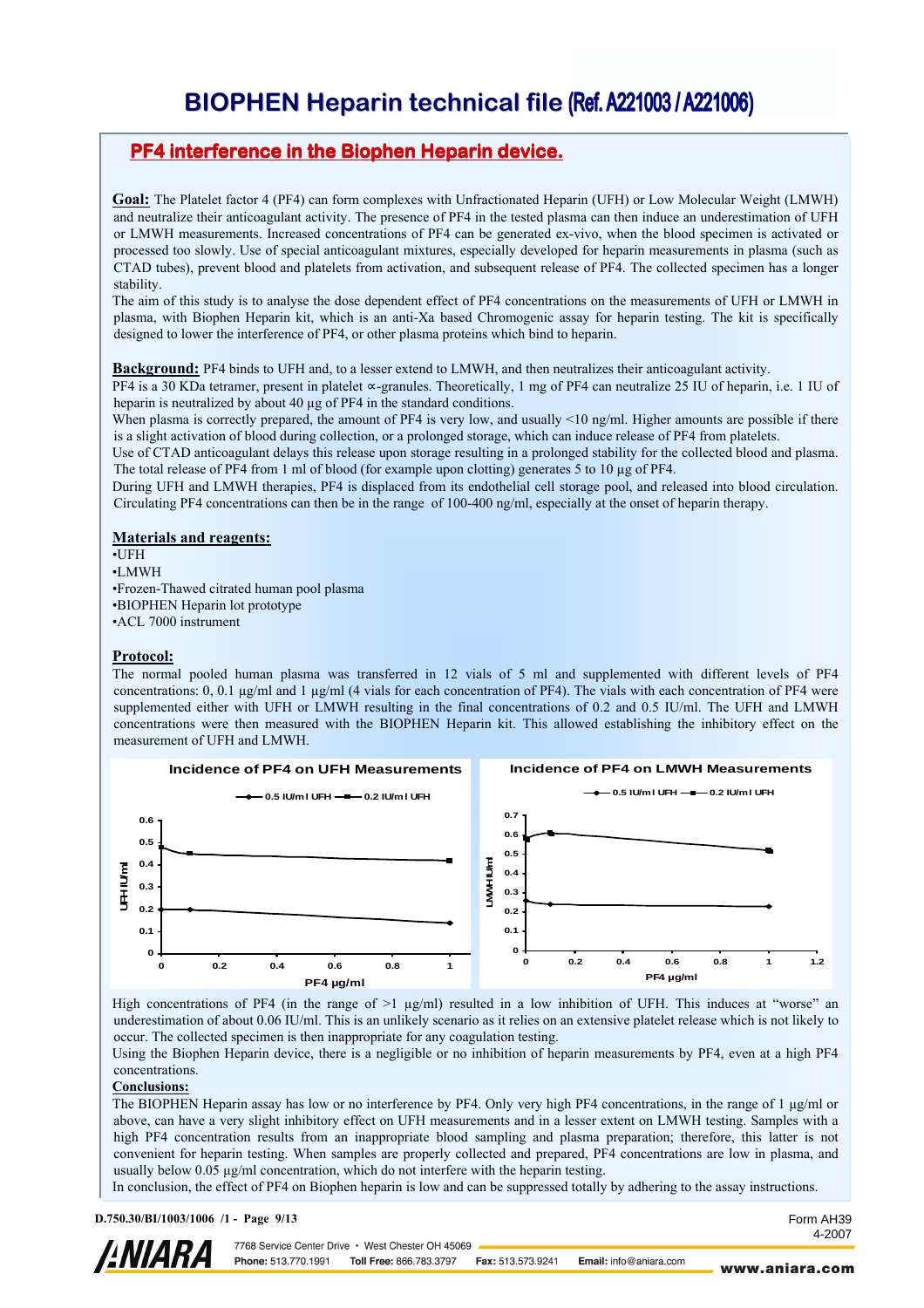# BIOPHEN Heparin technical file (Ref. A221003 / A221006)

## PF4 interference in the Biophen Heparin device.

**Goal:** The Platelet factor 4 (PF4) can form complexes with Unfractionated Heparin (UFH) or Low Molecular Weight (LMWH) and neutralize their anticoagulant activity. The presence of PF4 in the tested plasma can then induce an underestimation of UFH or LMWH measurements. Increased concentrations of PF4 can be generated ex-vivo, when the blood specimen is activated or processed too slowly. Use of special anticoagulant mixtures, especially developed for heparin measurements in plasma (such as CTAD tubes), prevent blood and platelets from activation, and subsequent release of PF4. The collected specimen has a longer stability.

The aim of this study is to analyse the dose dependent effect of PF4 concentrations on the measurements of UFH or LMWH in plasma, with Biophen Heparin kit, which is an anti-Xa based Chromogenic assay for heparin testing. The kit is specifically designed to lower the interference of PF4, or other plasma proteins which bind to heparin.

**Background:** PF4 binds to UFH and, to a lesser extend to LMWH, and then neutralizes their anticoagulant activity.

PF4 is a 30 KDa tetramer, present in platelet $\alpha$-granules. Theoretically, 1 mg of PF4 can neutralize 25 IU of heparin, i.e. 1 IU of heparin is neutralized by about 40 µg of PF4 in the standard conditions.

When plasma is correctly prepared, the amount of PF4 is very low, and usually <10 ng/ml. Higher amounts are possible if there is a slight activation of blood during collection, or a prolonged storage, which can induce release of PF4 from platelets.

Use of CTAD anticoagulant delays this release upon storage resulting in a prolonged stability for the collected blood and plasma. The total release of PF4 from 1 ml of blood (for example upon clotting) generates 5 to 10 µg of PF4.

During UFH and LMWH therapies, PF4 is displaced from its endothelial cell storage pool, and released into blood circulation. Circulating PF4 concentrations can then be in the range of 100-400 ng/ml, especially at the onset of heparin therapy.

**Materials and reagents:**

- UFH
- LMWH
- Frozen-Thawed citrated human pool plasma
- BIOPHEN Heparin lot prototype
- ACL 7000 instrument

**Protocol:**

The normal pooled human plasma was transferred in 12 vials of 5 ml and supplemented with different levels of PF4 concentrations: 0, 0.1 µg/ml and 1 µg/ml (4 vials for each concentration of PF4). The vials with each concentration of PF4 were supplemented either with UFH or LMWH resulting in the final concentrations of 0.2 and 0.5 IU/ml. The UFH and LMWH concentrations were then measured with the BIOPHEN Heparin kit. This allowed establishing the inhibitory effect on the measurement of UFH and LMWH.

**Incidence of PF4 on UFH Measurements**

(Chart: UFH IU/ml vs PF4 µg/ml; series: 0.5 IU/ml UFH, 0.2 IU/ml UFH)

**Incidence of PF4 on LMWH Measurements**

(Chart: LMWH IU/ml vs PF4 µg/ml; series: 0.5 IU/ml UFH, 0.2 IU/ml UFH)

High concentrations of PF4 (in the range of >1 µg/ml) resulted in a low inhibition of UFH. This induces at "worse" an underestimation of about 0.06 IU/ml. This is an unlikely scenario as it relies on an extensive platelet release which is not likely to occur. The collected specimen is then inappropriate for any coagulation testing.

Using the Biophen Heparin device, there is a negligible or no inhibition of heparin measurements by PF4, even at a high PF4 concentrations.

**Conclusions:**

The BIOPHEN Heparin assay has low or no interference by PF4. Only very high PF4 concentrations, in the range of 1 µg/ml or above, can have a very slight inhibitory effect on UFH measurements and in a lesser extent on LMWH testing. Samples with a high PF4 concentration results from an inappropriate blood sampling and plasma preparation; therefore, this latter is not convenient for heparin testing. When samples are properly collected and prepared, PF4 concentrations are low in plasma, and usually below 0.05 µg/ml concentration, which do not interfere with the heparin testing.

In conclusion, the effect of PF4 on Biophen heparin is low and can be suppressed totally by adhering to the assay instructions.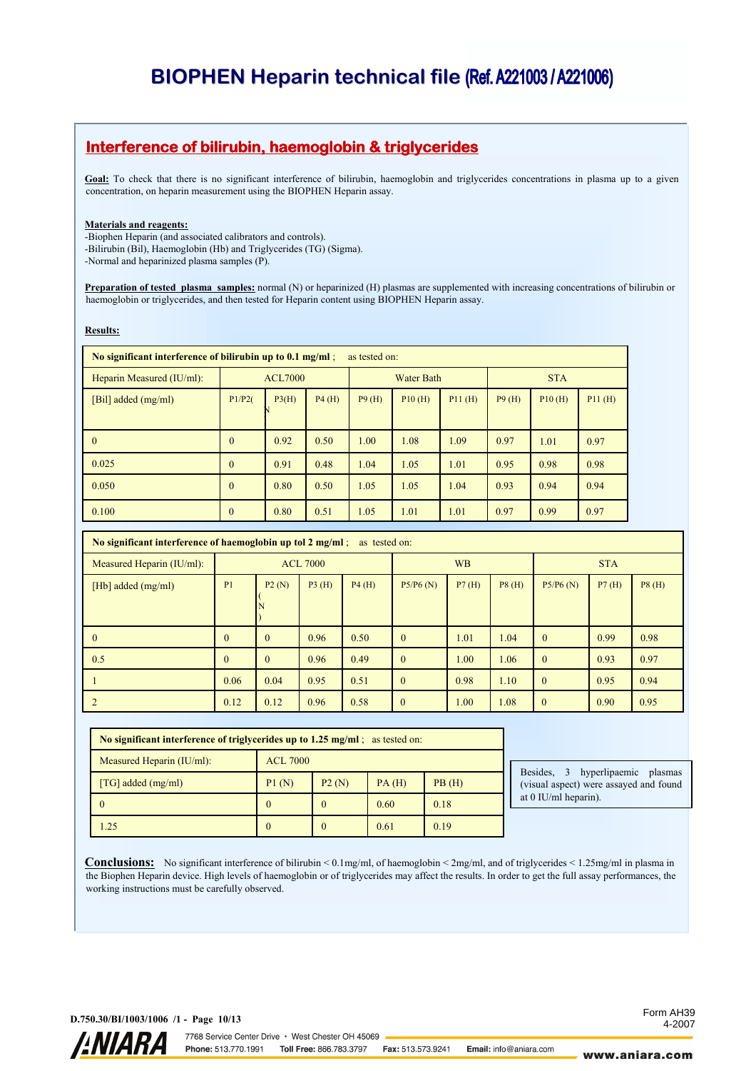# BIOPHEN Heparin technical file (Ref. A221003 / A221006)

## Interference of bilirubin, haemoglobin & triglycerides

**Goal:** To check that there is no significant interference of bilirubin, haemoglobin and triglycerides concentrations in plasma up to a given concentration, on heparin measurement using the BIOPHEN Heparin assay.

**Materials and reagents:**
-Biophen Heparin (and associated calibrators and controls).
-Bilirubin (Bil), Haemoglobin (Hb) and Triglycerides (TG) (Sigma).
-Normal and heparinized plasma samples (P).

**Preparation of tested plasma samples:** normal (N) or heparinized (H) plasmas are supplemented with increasing concentrations of bilirubin or haemoglobin or triglycerides, and then tested for Heparin content using BIOPHEN Heparin assay.

**Results:**

**No significant interference of bilirubin up to 0.1 mg/ml** ; as tested on:

| Heparin Measured (IU/ml): | ACL7000 | | | Water Bath | | | STA | | |
|---|---|---|---|---|---|---|---|---|---|
| [Bil] added (mg/ml) | P1/P2(N | P3(H) | P4 (H) | P9 (H) | P10 (H) | P11 (H) | P9 (H) | P10 (H) | P11 (H) |
| 0 | 0 | 0.92 | 0.50 | 1.00 | 1.08 | 1.09 | 0.97 | 1.01 | 0.97 |
| 0.025 | 0 | 0.91 | 0.48 | 1.04 | 1.05 | 1.01 | 0.95 | 0.98 | 0.98 |
| 0.050 | 0 | 0.80 | 0.50 | 1.05 | 1.05 | 1.04 | 0.93 | 0.94 | 0.94 |
| 0.100 | 0 | 0.80 | 0.51 | 1.05 | 1.01 | 1.01 | 0.97 | 0.99 | 0.97 |

**No significant interference of haemoglobin up tol 2 mg/ml** ; as tested on:

| Measured Heparin (IU/ml): | ACL 7000 | | | | WB | | | STA | | |
|---|---|---|---|---|---|---|---|---|---|---|
| [Hb] added (mg/ml) | P1 | P2 (N) (N) | P3 (H) | P4 (H) | P5/P6 (N) | P7 (H) | P8 (H) | P5/P6 (N) | P7 (H) | P8 (H) |
| 0 | 0 | 0 | 0.96 | 0.50 | 0 | 1.01 | 1.04 | 0 | 0.99 | 0.98 |
| 0.5 | 0 | 0 | 0.96 | 0.49 | 0 | 1.00 | 1.06 | 0 | 0.93 | 0.97 |
| 1 | 0.06 | 0.04 | 0.95 | 0.51 | 0 | 0.98 | 1.10 | 0 | 0.95 | 0.94 |
| 2 | 0.12 | 0.12 | 0.96 | 0.58 | 0 | 1.00 | 1.08 | 0 | 0.90 | 0.95 |

**No significant interference of triglycerides up to 1.25 mg/ml** ; as tested on:

| Measured Heparin (IU/ml): | ACL 7000 | | | |
|---|---|---|---|---|
| [TG] added (mg/ml) | P1 (N) | P2 (N) | PA (H) | PB (H) |
| 0 | 0 | 0 | 0.60 | 0.18 |
| 1.25 | 0 | 0 | 0.61 | 0.19 |

Besides, 3 hyperlipaemic plasmas (visual aspect) were assayed and found at 0 IU/ml heparin).

**Conclusions:** No significant interference of bilirubin < 0.1mg/ml, of haemoglobin < 2mg/ml, and of triglycerides < 1.25mg/ml in plasma in the Biophen Heparin device. High levels of haemoglobin or of triglycerides may affect the results. In order to get the full assay performances, the working instructions must be carefully observed.

D.750.30/BI/1003/1006 /1

Form AH39 4-2007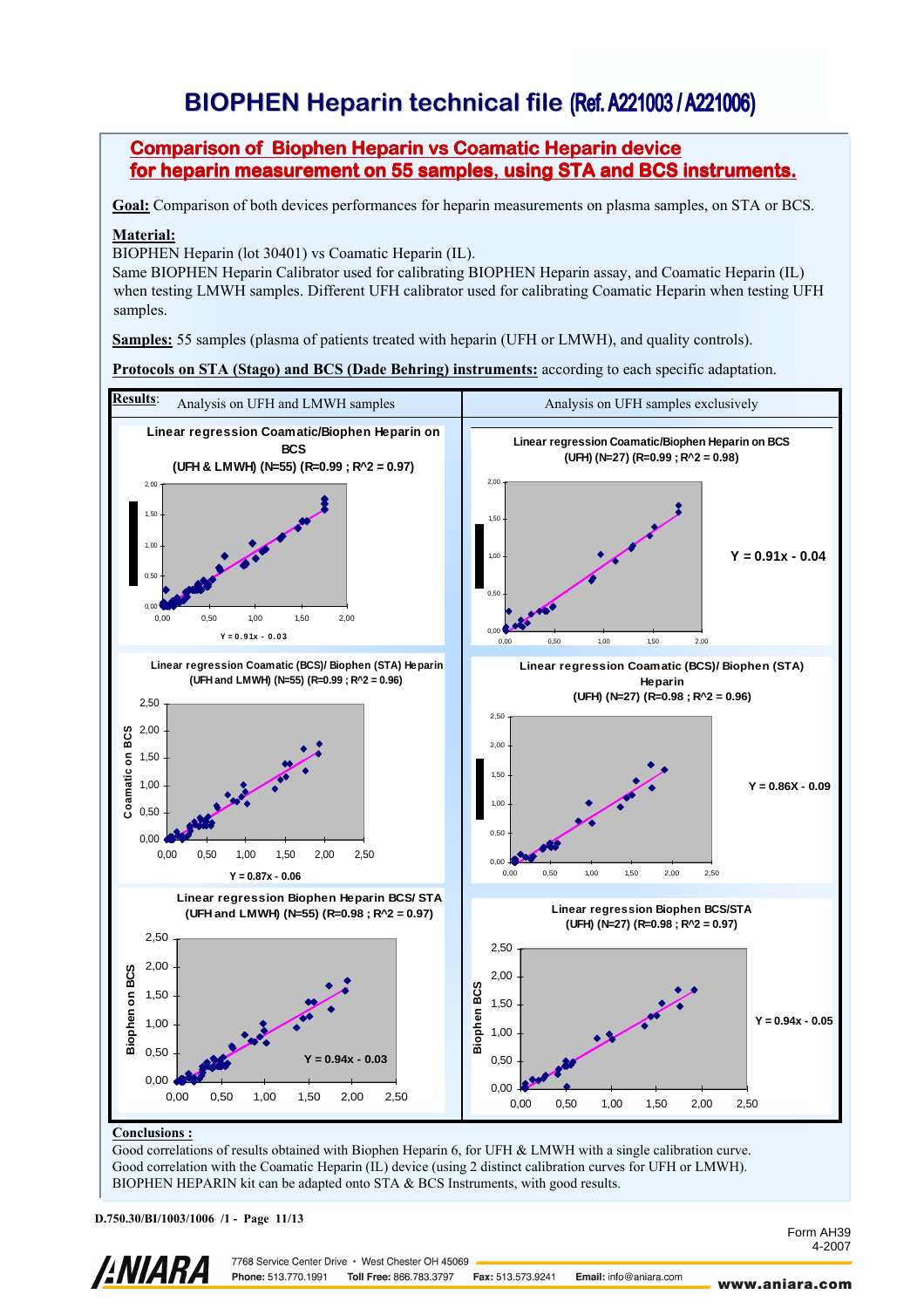# BIOPHEN Heparin technical file (Ref. A221003 / A221006)

## Comparison of Biophen Heparin vs Coamatic Heparin device for heparin measurement on 55 samples, using STA and BCS instruments.

**Goal:** Comparison of both devices performances for heparin measurements on plasma samples, on STA or BCS.

**Material:**
BIOPHEN Heparin (lot 30401) vs Coamatic Heparin (IL).
Same BIOPHEN Heparin Calibrator used for calibrating BIOPHEN Heparin assay, and Coamatic Heparin (IL) when testing LMWH samples. Different UFH calibrator used for calibrating Coamatic Heparin when testing UFH samples.

**Samples:** 55 samples (plasma of patients treated with heparin (UFH or LMWH), and quality controls).

**Protocols on STA (Stago) and BCS (Dade Behring) instruments:** according to each specific adaptation.

**Results:**

| Analysis on UFH and LMWH samples | Analysis on UFH samples exclusively |
|---|---|
| Linear regression Coamatic/Biophen Heparin on BCS (UFH & LMWH) (N=55) (R=0.99 ; $R^2$ = 0.97) — Y = 0.91x - 0.03 | Linear regression Coamatic/Biophen Heparin on BCS (UFH) (N=27) (R=0.99 ; $R^2$ = 0.98) — Y = 0.91x - 0.04 |
| Linear regression Coamatic (BCS)/ Biophen (STA) Heparin (UFH and LMWH) (N=55) (R=0.99 ; $R^2$ = 0.96) — Y = 0.87x - 0.06 | Linear regression Coamatic (BCS)/ Biophen (STA) Heparin (UFH) (N=27) (R=0.98 ; $R^2$ = 0.96) — Y = 0.86X - 0.09 |
| Linear regression Biophen Heparin BCS/ STA (UFH and LMWH) (N=55) (R=0.98 ; $R^2$ = 0.97) — Y = 0.94x - 0.03 | Linear regression Biophen Heparin BCS/STA (UFH) (N=27) (R=0.98 ; $R^2$ = 0.97) — Y = 0.94x - 0.05 |

**Conclusions :**
Good correlations of results obtained with Biophen Heparin 6, for UFH & LMWH with a single calibration curve.
Good correlation with the Coamatic Heparin (IL) device (using 2 distinct calibration curves for UFH or LMWH).
BIOPHEN HEPARIN kit can be adapted onto STA & BCS Instruments, with good results.

D.750.30/BI/1003/1006 /1 -

Form AH39
4-2007

ANIARA — 7768 Service Center Drive • West Chester OH 45069 — Phone: 513.770.1991 — Toll Free: 866.783.3797 — Fax: 513.573.9241 — Email: info@aniara.com — www.aniara.com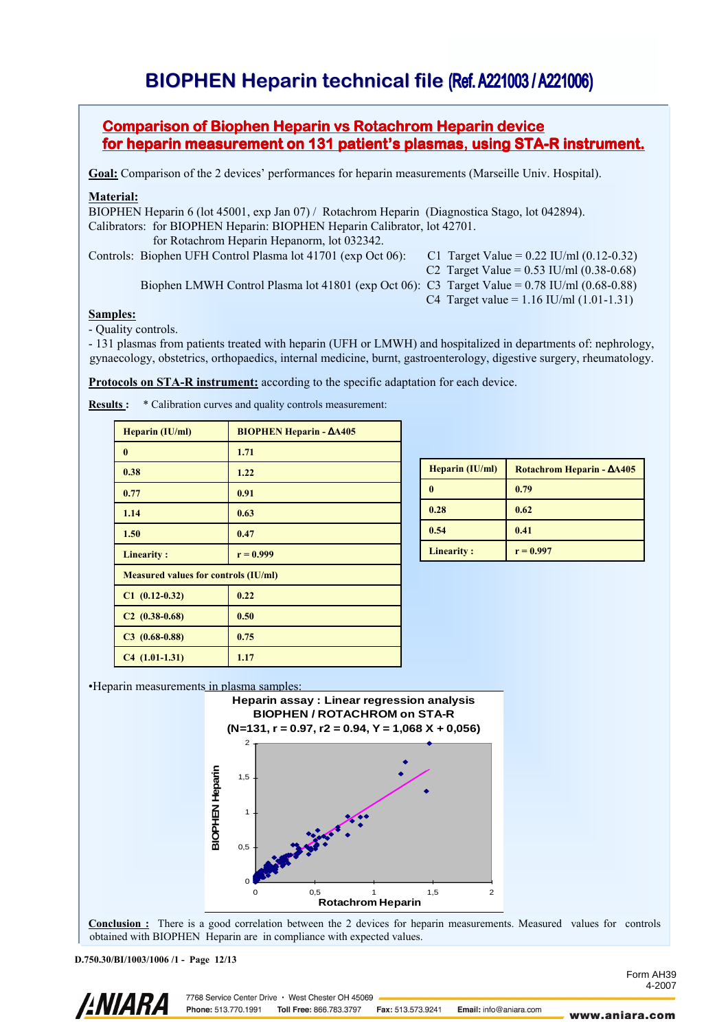# BIOPHEN Heparin technical file (Ref. A221003 / A221006)

## Comparison of Biophen Heparin vs Rotachrom Heparin device for heparin measurement on 131 patient's plasmas, using STA-R instrument.

**Goal:** Comparison of the 2 devices' performances for heparin measurements (Marseille Univ. Hospital).

**Material:**
BIOPHEN Heparin 6 (lot 45001, exp Jan 07) / Rotachrom Heparin (Diagnostica Stago, lot 042894).
Calibrators: for BIOPHEN Heparin: BIOPHEN Heparin Calibrator, lot 42701.
for Rotachrom Heparin Hepanorm, lot 032342.
Controls: Biophen UFH Control Plasma lot 41701 (exp Oct 06): C1 Target Value = 0.22 IU/ml (0.12-0.32)
C2 Target Value = 0.53 IU/ml (0.38-0.68)
Biophen LMWH Control Plasma lot 41801 (exp Oct 06): C3 Target Value = 0.78 IU/ml (0.68-0.88)
C4 Target value = 1.16 IU/ml (1.01-1.31)

**Samples:**
- Quality controls.
- 131 plasmas from patients treated with heparin (UFH or LMWH) and hospitalized in departments of: nephrology, gynaecology, obstetrics, orthopaedics, internal medicine, burnt, gastroenterology, digestive surgery, rheumatology.

**Protocols on STA-R instrument:** according to the specific adaptation for each device.

**Results :** * Calibration curves and quality controls measurement:

| Heparin (IU/ml) | BIOPHEN Heparin - ΔA405 |
|---|---|
| 0 | 1.71 |
| 0.38 | 1.22 |
| 0.77 | 0.91 |
| 1.14 | 0.63 |
| 1.50 | 0.47 |
| Linearity : | r = 0.999 |
| Measured values for controls (IU/ml) | |
| C1 (0.12-0.32) | 0.22 |
| C2 (0.38-0.68) | 0.50 |
| C3 (0.68-0.88) | 0.75 |
| C4 (1.01-1.31) | 1.17 |

| Heparin (IU/ml) | Rotachrom Heparin - ΔA405 |
|---|---|
| 0 | 0.79 |
| 0.28 | 0.62 |
| 0.54 | 0.41 |
| Linearity : | r = 0.997 |

•Heparin measurements in plasma samples:

Heparin assay : Linear regression analysis
BIOPHEN / ROTACHROM on STA-R
(N=131, r = 0.97, r2 = 0.94, Y = 1,068 X + 0,056)

**Conclusion :** There is a good correlation between the 2 devices for heparin measurements. Measured values for controls obtained with BIOPHEN Heparin are in compliance with expected values.

D.750.30/BI/1003/1006 /1 - Page 12/13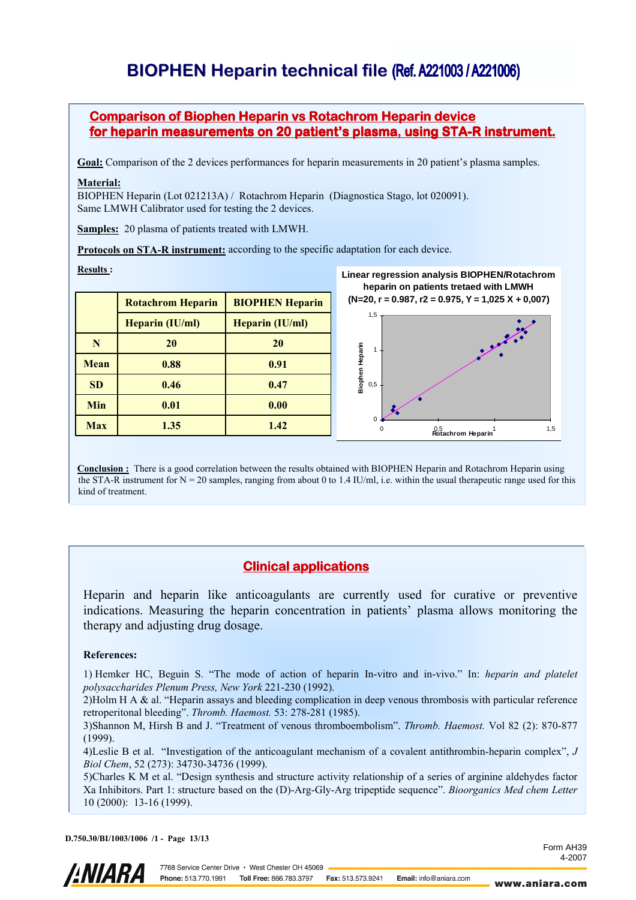# BIOPHEN Heparin technical file (Ref. A221003 / A221006)

## Comparison of Biophen Heparin vs Rotachrom Heparin device for heparin measurements on 20 patient's plasma, using STA-R instrument.

**Goal:** Comparison of the 2 devices performances for heparin measurements in 20 patient's plasma samples.

**Material:**
BIOPHEN Heparin (Lot 021213A) / Rotachrom Heparin (Diagnostica Stago, lot 020091).
Same LMWH Calibrator used for testing the 2 devices.

**Samples:** 20 plasma of patients treated with LMWH.

**Protocols on STA-R instrument:** according to the specific adaptation for each device.

**Results :**

| | Rotachrom Heparin | BIOPHEN Heparin |
|---|---|---|
| | Heparin (IU/ml) | Heparin (IU/ml) |
| N | 20 | 20 |
| Mean | 0.88 | 0.91 |
| SD | 0.46 | 0.47 |
| Min | 0.01 | 0.00 |
| Max | 1.35 | 1.42 |

Linear regression analysis BIOPHEN/Rotachrom heparin on patients tretaed with LMWH
(N=20, r = 0.987, r2 = 0.975, Y = 1,025 X + 0,007)

Biophen Heparin
1,5
1
0,5
0
0
0,5
1
1,5
Rotachrom Heparin

**Conclusion :** There is a good correlation between the results obtained with BIOPHEN Heparin and Rotachrom Heparin using the STA-R instrument for N = 20 samples, ranging from about 0 to 1.4 IU/ml, i.e. within the usual therapeutic range used for this kind of treatment.

## Clinical applications

Heparin and heparin like anticoagulants are currently used for curative or preventive indications. Measuring the heparin concentration in patients' plasma allows monitoring the therapy and adjusting drug dosage.

**References:**

1) Hemker HC, Beguin S. "The mode of action of heparin In-vitro and in-vivo." In: *heparin and platelet polysaccharides Plenum Press, New York* 221-230 (1992).
2)Holm H A & al. "Heparin assays and bleeding complication in deep venous thrombosis with particular reference retroperitonal bleeding". *Thromb. Haemost.* 53: 278-281 (1985).
3)Shannon M, Hirsh B and J. "Treatment of venous thromboembolism". *Thromb. Haemost.* Vol 82 (2): 870-877 (1999).
4)Leslie B et al. "Investigation of the anticoagulant mechanism of a covalent antithrombin-heparin complex", *J Biol Chem*, 52 (273): 34730-34736 (1999).
5)Charles K M et al. "Design synthesis and structure activity relationship of a series of arginine aldehydes factor Xa Inhibitors. Part 1: structure based on the (D)-Arg-Gly-Arg tripeptide sequence". *Bioorganics Med chem Letter* 10 (2000): 13-16 (1999).

D.750.30/BI/1003/1006 /1 -

Form AH39
4-2007

ANIARA 7768 Service Center Drive • West Chester OH 45069
**Phone:** 513.770.1991 **Toll Free:** 866.783.3797 **Fax:** 513.573.9241 **Email:** info@aniara.com www.aniara.com